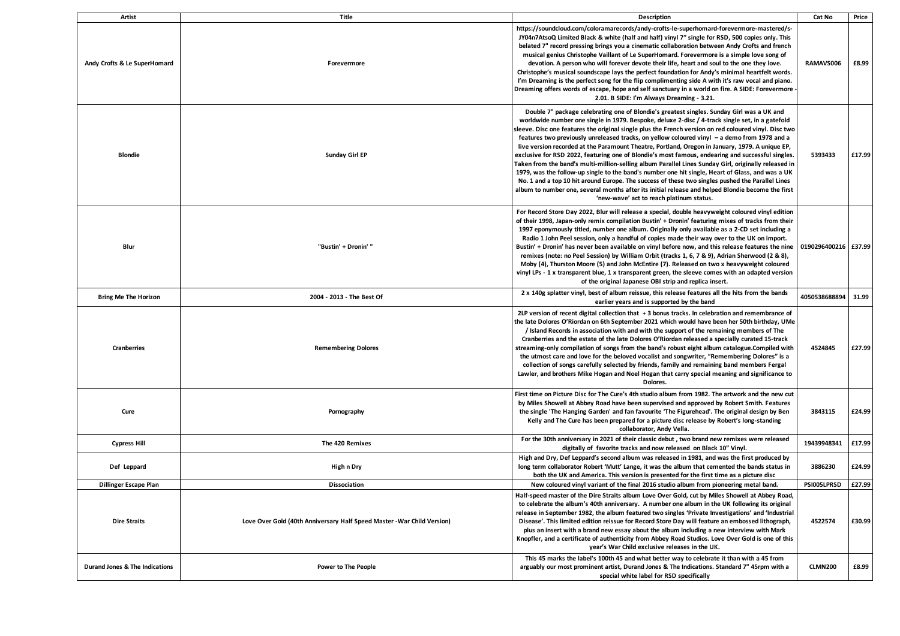| Artist | Title | Description | Cat No | Price |
| --- | --- | --- | --- | --- |
| Andy Crofts & Le SuperHomard | Forevermore | https://soundcloud.com/coloramarecords/andy-crofts-le-superhomard-forevermore-mastered/s-JY04n7AtsoQ Limited Black & white (half and half) vinyl 7" single for RSD, 500 copies only. This belated 7" record pressing brings you a cinematic collaboration between Andy Crofts and french musical genius Christophe Vaillant of Le SuperHomard. Forevermore is a simple love song of devotion. A person who will forever devote their life, heart and soul to the one they love. Christophe's musical soundscape lays the perfect foundation for Andy's minimal heartfelt words. I'm Dreaming is the perfect song for the flip complimenting side A with it's raw vocal and piano. Dreaming offers words of escape, hope and self sanctuary in a world on fire. A SIDE: Forevermore - 2.01. B SIDE: I'm Always Dreaming - 3.21. | RAMAVS006 | £8.99 |
| Blondie | Sunday Girl EP | Double 7" package celebrating one of Blondie's greatest singles. Sunday Girl was a UK and worldwide number one single in 1979. Bespoke, deluxe 2-disc / 4-track single set, in a gatefold sleeve. Disc one features the original single plus the French version on red coloured vinyl. Disc two features two previously unreleased tracks, on yellow coloured vinyl – a demo from 1978 and a live version recorded at the Paramount Theatre, Portland, Oregon in January, 1979. A unique EP, exclusive for RSD 2022, featuring one of Blondie's most famous, endearing and successful singles. Taken from the band's multi-million-selling album Parallel Lines Sunday Girl, originally released in 1979, was the follow-up single to the band's number one hit single, Heart of Glass, and was a UK No. 1 and a top 10 hit around Europe. The success of these two singles pushed the Parallel Lines album to number one, several months after its initial release and helped Blondie become the first 'new-wave' act to reach platinum status. | 5393433 | £17.99 |
| Blur | "Bustin' + Dronin' " | For Record Store Day 2022, Blur will release a special, double heavyweight coloured vinyl edition of their 1998, Japan-only remix compilation Bustin' + Dronin' featuring mixes of tracks from their 1997 eponymously titled, number one album. Originally only available as a 2-CD set including a Radio 1 John Peel session, only a handful of copies made their way over to the UK on import. Bustin' + Dronin' has never been available on vinyl before now, and this release features the nine remixes (note: no Peel Session) by William Orbit (tracks 1, 6, 7 & 9), Adrian Sherwood (2 & 8), Moby (4), Thurston Moore (5) and John McEntire (7). Released on two x heavyweight coloured vinyl LPs - 1 x transparent blue, 1 x transparent green, the sleeve comes with an adapted version of the original Japanese OBI strip and replica insert. | 0190296400216 | £37.99 |
| Bring Me The Horizon | 2004 - 2013 - The Best Of | 2 x 140g splatter vinyl, best of album reissue, this release features all the hits from the bands earlier years and is supported by the band | 4050538688894 | 31.99 |
| Cranberries | Remembering Dolores | 2LP version of recent digital collection that + 3 bonus tracks. In celebration and remembrance of the late Dolores O'Riordan on 6th September 2021 which would have been her 50th birthday, UMe / Island Records in association with and with the support of the remaining members of The Cranberries and the estate of the late Dolores O'Riordan released a specially curated 15-track streaming-only compilation of songs from the band's robust eight album catalogue.Compiled with the utmost care and love for the beloved vocalist and songwriter, "Remembering Dolores" is a collection of songs carefully selected by friends, family and remaining band members Fergal Lawler, and brothers Mike Hogan and Noel Hogan that carry special meaning and significance to Dolores. | 4524845 | £27.99 |
| Cure | Pornography | First time on Picture Disc for The Cure's 4th studio album from 1982. The artwork and the new cut by Miles Showell at Abbey Road have been supervised and approved by Robert Smith. Features the single 'The Hanging Garden' and fan favourite 'The Figurehead'. The original design by Ben Kelly and The Cure has been prepared for a picture disc release by Robert's long-standing collaborator, Andy Vella. | 3843115 | £24.99 |
| Cypress Hill | The 420 Remixes | For the 30th anniversary in 2021 of their classic debut , two brand new remixes were released digitally of favorite tracks and now released on Black 10" Vinyl. | 19439948341 | £17.99 |
| Def Leppard | High n Dry | High and Dry, Def Leppard's second album was released in 1981, and was the first produced by long term collaborator Robert 'Mutt' Lange, it was the album that cemented the bands status in both the UK and America. This version is presented for the first time as a picture disc | 3886230 | £24.99 |
| Dillinger Escape Plan | Dissociation | New coloured vinyl variant of the final 2016 studio album from pioneering metal band. | PSI005LPRSD | £27.99 |
| Dire Straits | Love Over Gold (40th Anniversary Half Speed Master -War Child Version) | Half-speed master of the Dire Straits album Love Over Gold, cut by Miles Showell at Abbey Road, to celebrate the album's 40th anniversary. A number one album in the UK following its original release in September 1982, the album featured two singles 'Private Investigations' and 'Industrial Disease'. This limited edition reissue for Record Store Day will feature an embossed lithograph, plus an insert with a brand new essay about the album including a new interview with Mark Knopfler, and a certificate of authenticity from Abbey Road Studios. Love Over Gold is one of this year's War Child exclusive releases in the UK. | 4522574 | £30.99 |
| Durand Jones & The Indications | Power to The People | This 45 marks the label's 100th 45 and what better way to celebrate it than with a 45 from arguably our most prominent artist, Durand Jones & The Indications. Standard 7" 45rpm with a special white label for RSD specifically | CLMN200 | £8.99 |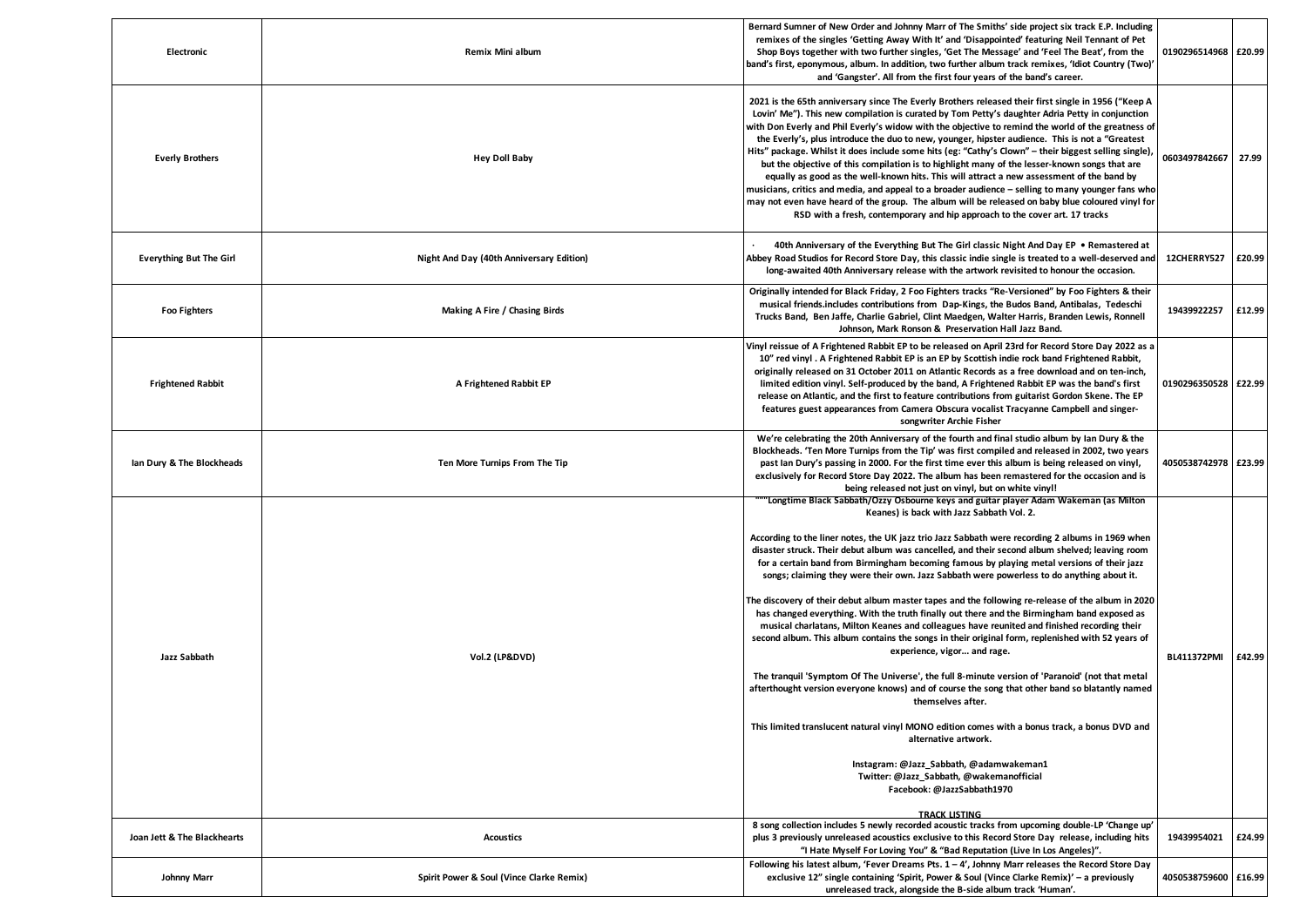| Electronic | Remix Mini album | Bernard Sumner of New Order and Johnny Marr of The Smiths' side project six track E.P. Including remixes of the singles 'Getting Away With It' and 'Disappointed' featuring Neil Tennant of Pet Shop Boys together with two further singles, 'Get The Message' and 'Feel The Beat', from the band's first, eponymous, album. In addition, two further album track remixes, 'Idiot Country (Two)' and 'Gangster'. All from the first four years of the band's career. | 0190296514968 | £20.99 |
|---|---|---|---|---|
| Everly Brothers | Hey Doll Baby | 2021 is the 65th anniversary since The Everly Brothers released their first single in 1956 ("Keep A Lovin' Me"). This new compilation is curated by Tom Petty's daughter Adria Petty in conjunction with Don Everly and Phil Everly's widow with the objective to remind the world of the greatness of the Everly's, plus introduce the duo to new, younger, hipster audience. This is not a "Greatest Hits" package. Whilst it does include some hits (eg: "Cathy's Clown" – their biggest selling single), but the objective of this compilation is to highlight many of the lesser-known songs that are equally as good as the well-known hits. This will attract a new assessment of the band by musicians, critics and media, and appeal to a broader audience – selling to many younger fans who may not even have heard of the group. The album will be released on baby blue coloured vinyl for RSD with a fresh, contemporary and hip approach to the cover art. 17 tracks | 0603497842667 | 27.99 |
| Everything But The Girl | Night And Day (40th Anniversary Edition) | · 40th Anniversary of the Everything But The Girl classic Night And Day EP • Remastered at Abbey Road Studios for Record Store Day, this classic indie single is treated to a well-deserved and long-awaited 40th Anniversary release with the artwork revisited to honour the occasion. | 12CHERRY527 | £20.99 |
| Foo Fighters | Making A Fire / Chasing Birds | Originally intended for Black Friday, 2 Foo Fighters tracks "Re-Versioned" by Foo Fighters & their musical friends.includes contributions from Dap-Kings, the Budos Band, Antibalas, Tedeschi Trucks Band, Ben Jaffe, Charlie Gabriel, Clint Maedgen, Walter Harris, Branden Lewis, Ronnell Johnson, Mark Ronson & Preservation Hall Jazz Band. | 19439922257 | £12.99 |
| Frightened Rabbit | A Frightened Rabbit EP | Vinyl reissue of A Frightened Rabbit EP to be released on April 23rd for Record Store Day 2022 as a 10" red vinyl . A Frightened Rabbit EP is an EP by Scottish indie rock band Frightened Rabbit, originally released on 31 October 2011 on Atlantic Records as a free download and on ten-inch, limited edition vinyl. Self-produced by the band, A Frightened Rabbit EP was the band's first release on Atlantic, and the first to feature contributions from guitarist Gordon Skene. The EP features guest appearances from Camera Obscura vocalist Tracyanne Campbell and singer-songwriter Archie Fisher | 0190296350528 | £22.99 |
| Ian Dury & The Blockheads | Ten More Turnips From The Tip | We're celebrating the 20th Anniversary of the fourth and final studio album by Ian Dury & the Blockheads. 'Ten More Turnips from the Tip' was first compiled and released in 2002, two years past Ian Dury's passing in 2000. For the first time ever this album is being released on vinyl, exclusively for Record Store Day 2022. The album has been remastered for the occasion and is being released not just on vinyl, but on white vinyl! | 4050538742978 | £23.99 |
| Jazz Sabbath | Vol.2 (LP&DVD) | """Longtime Black Sabbath/Ozzy Osbourne keys and guitar player Adam Wakeman (as Milton Keanes) is back with Jazz Sabbath Vol. 2.<br><br>According to the liner notes, the UK jazz trio Jazz Sabbath were recording 2 albums in 1969 when disaster struck. Their debut album was cancelled, and their second album shelved; leaving room for a certain band from Birmingham becoming famous by playing metal versions of their jazz songs; claiming they were their own. Jazz Sabbath were powerless to do anything about it.<br><br>The discovery of their debut album master tapes and the following re-release of the album in 2020 has changed everything. With the truth finally out there and the Birmingham band exposed as musical charlatans, Milton Keanes and colleagues have reunited and finished recording their second album. This album contains the songs in their original form, replenished with 52 years of experience, vigor... and rage.<br><br>The tranquil 'Symptom Of The Universe', the full 8-minute version of 'Paranoid' (not that metal afterthought version everyone knows) and of course the song that other band so blatantly named themselves after.<br><br>This limited translucent natural vinyl MONO edition comes with a bonus track, a bonus DVD and alternative artwork.<br><br>Instagram: @Jazz_Sabbath, @adamwakeman1<br>Twitter: @Jazz_Sabbath, @wakemanofficial<br>Facebook: @JazzSabbath1970<br><br>TRACK LISTING | BL411372PMI | £42.99 |
| Joan Jett & The Blackhearts | Acoustics | 8 song collection includes 5 newly recorded acoustic tracks from upcoming double-LP 'Change up' plus 3 previously unreleased acoustics exclusive to this Record Store Day release, including hits "I Hate Myself For Loving You" & "Bad Reputation (Live In Los Angeles)". | 19439954021 | £24.99 |
| Johnny Marr | Spirit Power & Soul (Vince Clarke Remix) | Following his latest album, 'Fever Dreams Pts. 1 – 4', Johnny Marr releases the Record Store Day exclusive 12" single containing 'Spirit, Power & Soul (Vince Clarke Remix)' – a previously unreleased track, alongside the B-side album track 'Human'. | 4050538759600 | £16.99 |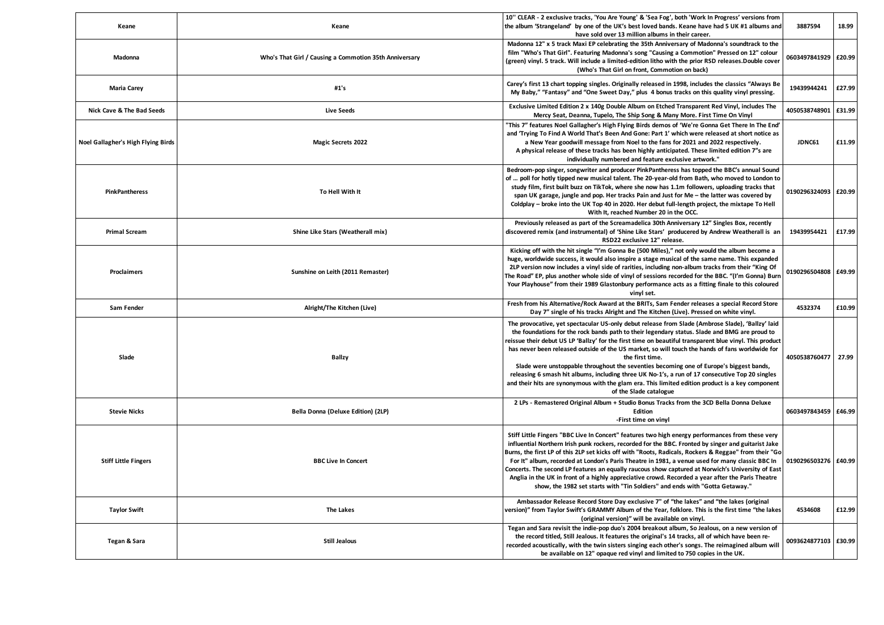| Keane | Keane | 10" CLEAR - 2 exclusive tracks, 'You Are Young' & 'Sea Fog', both 'Work In Progress' versions from the album 'Strangeland' by one of the UK's best loved bands. Keane have had 5 UK #1 albums and have sold over 13 million albums in their career. | 3887594 | 18.99 |
|---|---|---|---|---|
| Madonna | Who's That Girl / Causing a Commotion 35th Anniversary | Madonna 12" x 5 track Maxi EP celebrating the 35th Anniversary of Madonna's soundtrack to the film "Who's That Girl". Featuring Madonna's song "Causing a Commotion" Pressed on 12" colour (green) vinyl. 5 track. Will include a limited-edition litho with the prior RSD releases.Double cover (Who's That Girl on front, Commotion on back) | 0603497841929 | £20.99 |
| Maria Carey | #1's | Carey's first 13 chart topping singles. Originally released in 1998, includes the classics "Always Be My Baby," "Fantasy" and "One Sweet Day," plus 4 bonus tracks on this quality vinyl pressing. | 19439944241 | £27.99 |
| Nick Cave & The Bad Seeds | Live Seeds | Exclusive Limited Edition 2 x 140g Double Album on Etched Transparent Red Vinyl, includes The Mercy Seat, Deanna, Tupelo, The Ship Song & Many More. First Time On Vinyl | 4050538748901 | £31.99 |
| Noel Gallagher's High Flying Birds | Magic Secrets 2022 | "This 7" features Noel Gallagher's High Flying Birds demos of 'We're Gonna Get There In The End' and 'Trying To Find A World That's Been And Gone: Part 1' which were released at short notice as a New Year goodwill message from Noel to the fans for 2021 and 2022 respectively. A physical release of these tracks has been highly anticipated. These limited edition 7"s are individually numbered and feature exclusive artwork." | JDNC61 | £11.99 |
| PinkPantheress | To Hell With It | Bedroom-pop singer, songwriter and producer PinkPantheress has topped the BBC's annual Sound of … poll for hotly tipped new musical talent. The 20-year-old from Bath, who moved to London to study film, first built buzz on TikTok, where she now has 1.1m followers, uploading tracks that span UK garage, jungle and pop. Her tracks Pain and Just for Me – the latter was covered by Coldplay – broke into the UK Top 40 in 2020. Her debut full-length project, the mixtape To Hell With It, reached Number 20 in the OCC. | 0190296324093 | £20.99 |
| Primal Scream | Shine Like Stars (Weatherall mix) | Previously released as part of the Screamadelica 30th Anniversary 12" Singles Box, recently discovered remix (and instrumental) of 'Shine Like Stars' producered by Andrew Weatherall is an RSD22 exclusive 12" release. | 19439954421 | £17.99 |
| Proclaimers | Sunshine on Leith (2011 Remaster) | Kicking off with the hit single "I'm Gonna Be (500 Miles)," not only would the album become a huge, worldwide success, it would also inspire a stage musical of the same name. This expanded 2LP version now includes a vinyl side of rarities, including non-album tracks from their "King Of The Road" EP, plus another whole side of vinyl of sessions recorded for the BBC. "(I'm Gonna) Burn Your Playhouse" from their 1989 Glastonbury performance acts as a fitting finale to this coloured vinyl set. | 0190296504808 | £49.99 |
| Sam Fender | Alright/The Kitchen (Live) | Fresh from his Alternative/Rock Award at the BRITs, Sam Fender releases a special Record Store Day 7" single of his tracks Alright and The Kitchen (Live). Pressed on white vinyl. | 4532374 | £10.99 |
| Slade | Ballzy | The provocative, yet spectacular US-only debut release from Slade (Ambrose Slade), 'Ballzy' laid the foundations for the rock bands path to their legendary status. Slade and BMG are proud to reissue their debut US LP 'Ballzy' for the first time on beautiful transparent blue vinyl. This product has never been released outside of the US market, so will touch the hands of fans worldwide for the first time. Slade were unstoppable throughout the seventies becoming one of Europe's biggest bands, releasing 6 smash hit albums, including three UK No-1's, a run of 17 consecutive Top 20 singles and their hits are synonymous with the glam era. This limited edition product is a key component of the Slade catalogue | 4050538760477 | 27.99 |
| Stevie Nicks | Bella Donna (Deluxe Edition) (2LP) | 2 LPs - Remastered Original Album + Studio Bonus Tracks from the 3CD Bella Donna Deluxe Edition -First time on vinyl | 0603497843459 | £46.99 |
| Stiff Little Fingers | BBC Live In Concert | Stiff Little Fingers "BBC Live In Concert" features two high energy performances from these very influential Northern Irish punk rockers, recorded for the BBC. Fronted by singer and guitarist Jake Burns, the first LP of this 2LP set kicks off with "Roots, Radicals, Rockers & Reggae" from their "Go For It" album, recorded at London's Paris Theatre in 1981, a venue used for many classic BBC In Concerts. The second LP features an equally raucous show captured at Norwich's University of East Anglia in the UK in front of a highly appreciative crowd. Recorded a year after the Paris Theatre show, the 1982 set starts with "Tin Soldiers" and ends with "Gotta Getaway." | 0190296503276 | £40.99 |
| Taylor Swift | The Lakes | Ambassador Release Record Store Day exclusive 7" of "the lakes" and "the lakes (original version)" from Taylor Swift's GRAMMY Album of the Year, folklore. This is the first time "the lakes (original version)" will be available on vinyl. | 4534608 | £12.99 |
| Tegan & Sara | Still Jealous | Tegan and Sara revisit the indie-pop duo's 2004 breakout album, So Jealous, on a new version of the record titled, Still Jealous. It features the original's 14 tracks, all of which have been re-recorded acoustically, with the twin sisters singing each other's songs. The reimagined album will be available on 12" opaque red vinyl and limited to 750 copies in the UK. | 0093624877103 | £30.99 |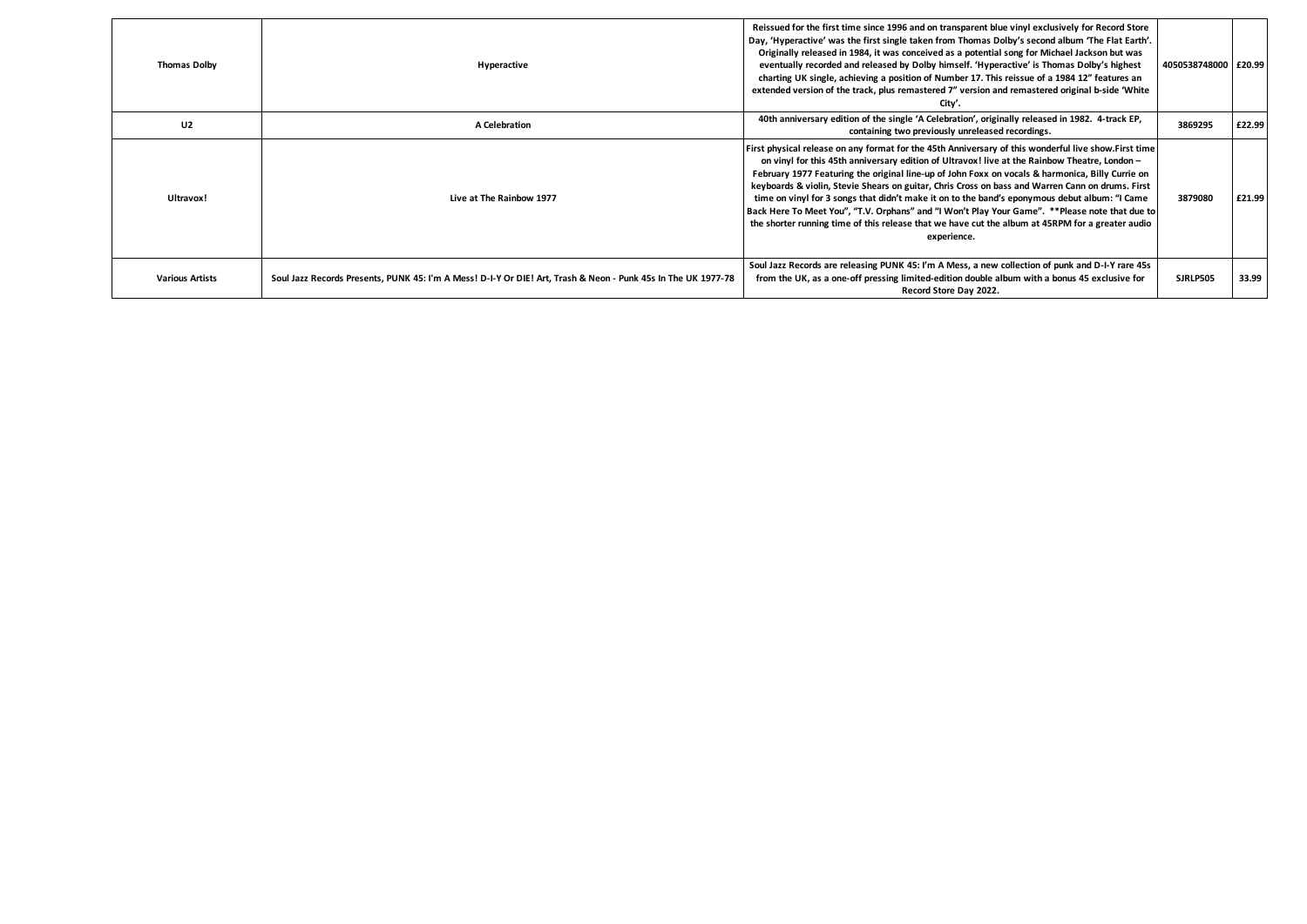| | | | | |
|---|---|---|---|---|
| Thomas Dolby | Hyperactive | Reissued for the first time since 1996 and on transparent blue vinyl exclusively for Record Store Day, 'Hyperactive' was the first single taken from Thomas Dolby's second album 'The Flat Earth'. Originally released in 1984, it was conceived as a potential song for Michael Jackson but was eventually recorded and released by Dolby himself. 'Hyperactive' is Thomas Dolby's highest charting UK single, achieving a position of Number 17. This reissue of a 1984 12" features an extended version of the track, plus remastered 7" version and remastered original b-side 'White City'. | 4050538748000 | £20.99 |
| U2 | A Celebration | 40th anniversary edition of the single 'A Celebration', originally released in 1982. 4-track EP, containing two previously unreleased recordings. | 3869295 | £22.99 |
| Ultravox! | Live at The Rainbow 1977 | First physical release on any format for the 45th Anniversary of this wonderful live show.First time on vinyl for this 45th anniversary edition of Ultravox! live at the Rainbow Theatre, London – February 1977 Featuring the original line-up of John Foxx on vocals & harmonica, Billy Currie on keyboards & violin, Stevie Shears on guitar, Chris Cross on bass and Warren Cann on drums. First time on vinyl for 3 songs that didn't make it on to the band's eponymous debut album: "I Came Back Here To Meet You", "T.V. Orphans" and "I Won't Play Your Game". **Please note that due to the shorter running time of this release that we have cut the album at 45RPM for a greater audio experience. | 3879080 | £21.99 |
| Various Artists | Soul Jazz Records Presents, PUNK 45: I'm A Mess! D-I-Y Or DIE! Art, Trash & Neon - Punk 45s In The UK 1977-78 | Soul Jazz Records are releasing PUNK 45: I'm A Mess, a new collection of punk and D-I-Y rare 45s from the UK, as a one-off pressing limited-edition double album with a bonus 45 exclusive for Record Store Day 2022. | SJRLP505 | 33.99 |